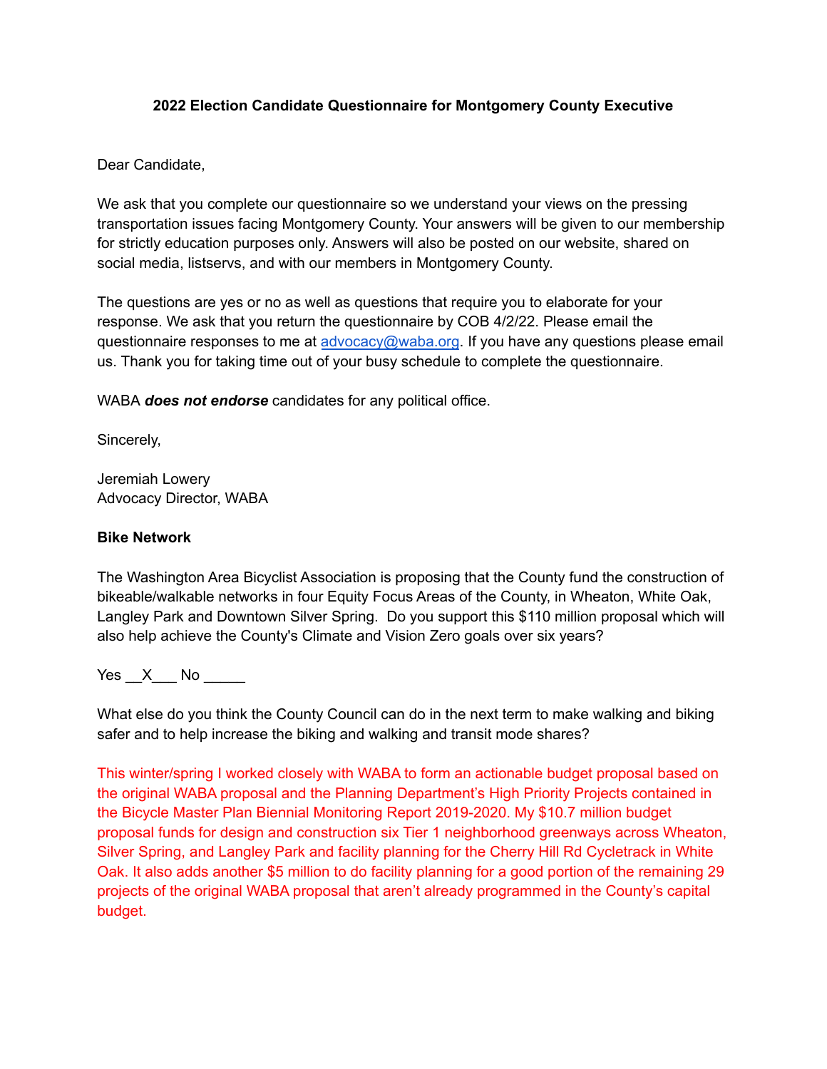**2022 Election Candidate Questionnaire for Montgomery County Executive**

Dear Candidate,

We ask that you complete our questionnaire so we understand your views on the pressing transportation issues facing Montgomery County. Your answers will be given to our membership for strictly education purposes only. Answers will also be posted on our website, shared on social media, listservs, and with our members in Montgomery County.

The questions are yes or no as well as questions that require you to elaborate for your response. We ask that you return the questionnaire by COB 4/2/22. Please email the questionnaire responses to me at advocacy@waba.org. If you have any questions please email us. Thank you for taking time out of your busy schedule to complete the questionnaire.

WABA ***does not endorse*** candidates for any political office.

Sincerely,

Jeremiah Lowery
Advocacy Director, WABA

**Bike Network**

The Washington Area Bicyclist Association is proposing that the County fund the construction of bikeable/walkable networks in four Equity Focus Areas of the County, in Wheaton, White Oak, Langley Park and Downtown Silver Spring. Do you support this $110 million proposal which will also help achieve the County's Climate and Vision Zero goals over six years?

Yes __X___ No _____

What else do you think the County Council can do in the next term to make walking and biking safer and to help increase the biking and walking and transit mode shares?

This winter/spring I worked closely with WABA to form an actionable budget proposal based on the original WABA proposal and the Planning Department's High Priority Projects contained in the Bicycle Master Plan Biennial Monitoring Report 2019-2020. My $10.7 million budget proposal funds for design and construction six Tier 1 neighborhood greenways across Wheaton, Silver Spring, and Langley Park and facility planning for the Cherry Hill Rd Cycletrack in White Oak. It also adds another $5 million to do facility planning for a good portion of the remaining 29 projects of the original WABA proposal that aren't already programmed in the County's capital budget.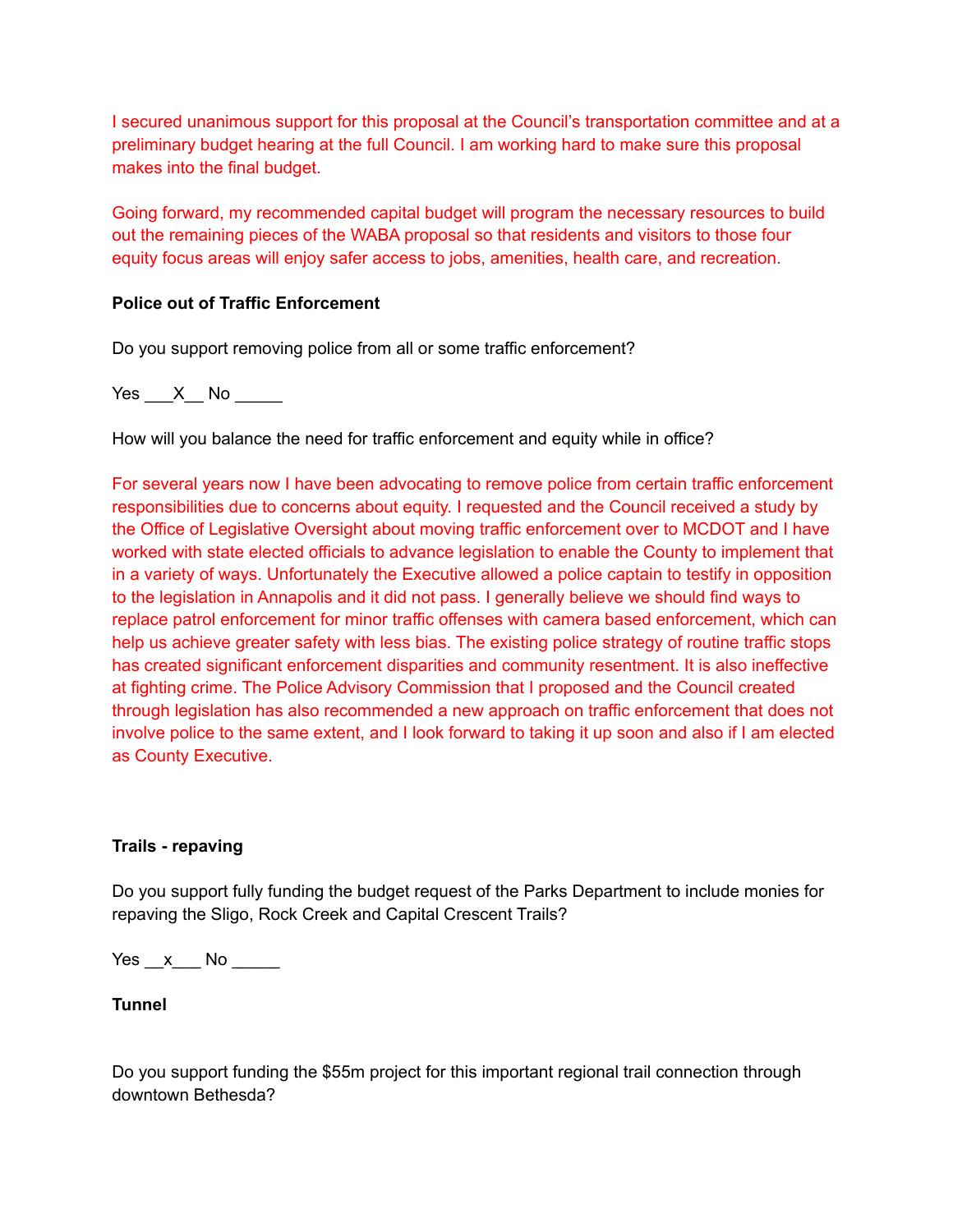I secured unanimous support for this proposal at the Council's transportation committee and at a preliminary budget hearing at the full Council. I am working hard to make sure this proposal makes into the final budget.

Going forward, my recommended capital budget will program the necessary resources to build out the remaining pieces of the WABA proposal so that residents and visitors to those four equity focus areas will enjoy safer access to jobs, amenities, health care, and recreation.

**Police out of Traffic Enforcement**

Do you support removing police from all or some traffic enforcement?

Yes ___X__ No _____

How will you balance the need for traffic enforcement and equity while in office?

For several years now I have been advocating to remove police from certain traffic enforcement responsibilities due to concerns about equity. I requested and the Council received a study by the Office of Legislative Oversight about moving traffic enforcement over to MCDOT and I have worked with state elected officials to advance legislation to enable the County to implement that in a variety of ways. Unfortunately the Executive allowed a police captain to testify in opposition to the legislation in Annapolis and it did not pass. I generally believe we should find ways to replace patrol enforcement for minor traffic offenses with camera based enforcement, which can help us achieve greater safety with less bias. The existing police strategy of routine traffic stops has created significant enforcement disparities and community resentment. It is also ineffective at fighting crime. The Police Advisory Commission that I proposed and the Council created through legislation has also recommended a new approach on traffic enforcement that does not involve police to the same extent, and I look forward to taking it up soon and also if I am elected as County Executive.

**Trails - repaving**

Do you support fully funding the budget request of the Parks Department to include monies for repaving the Sligo, Rock Creek and Capital Crescent Trails?

Yes __x___ No _____

**Tunnel**

Do you support funding the $55m project for this important regional trail connection through downtown Bethesda?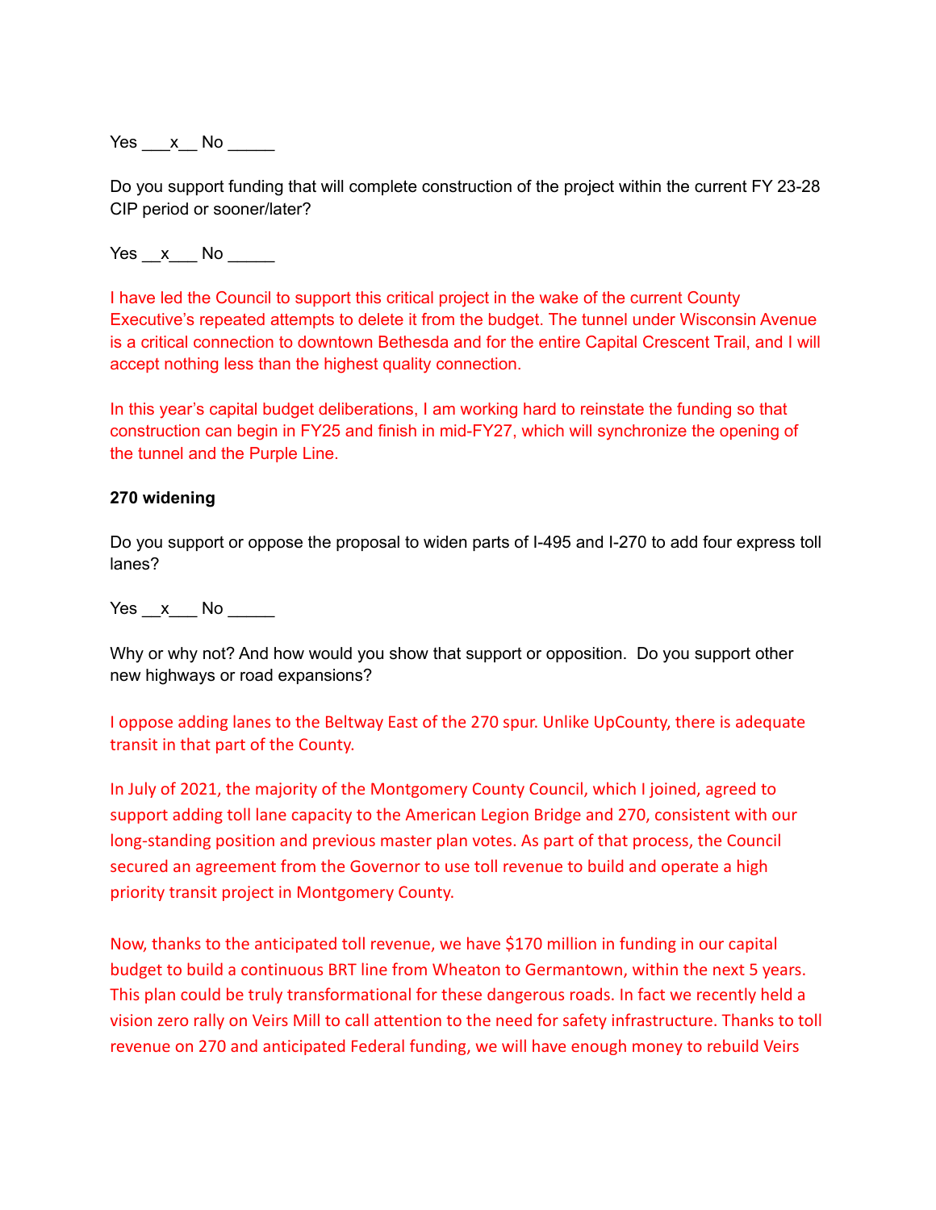Yes ___x__ No _____

Do you support funding that will complete construction of the project within the current FY 23-28 CIP period or sooner/later?

Yes __x___ No _____

I have led the Council to support this critical project in the wake of the current County Executive's repeated attempts to delete it from the budget. The tunnel under Wisconsin Avenue is a critical connection to downtown Bethesda and for the entire Capital Crescent Trail, and I will accept nothing less than the highest quality connection.

In this year's capital budget deliberations, I am working hard to reinstate the funding so that construction can begin in FY25 and finish in mid-FY27, which will synchronize the opening of the tunnel and the Purple Line.

**270 widening**

Do you support or oppose the proposal to widen parts of I-495 and I-270 to add four express toll lanes?

Yes __x___ No _____

Why or why not? And how would you show that support or opposition. Do you support other new highways or road expansions?

I oppose adding lanes to the Beltway East of the 270 spur. Unlike UpCounty, there is adequate transit in that part of the County.

In July of 2021, the majority of the Montgomery County Council, which I joined, agreed to support adding toll lane capacity to the American Legion Bridge and 270, consistent with our long-standing position and previous master plan votes. As part of that process, the Council secured an agreement from the Governor to use toll revenue to build and operate a high priority transit project in Montgomery County.

Now, thanks to the anticipated toll revenue, we have $170 million in funding in our capital budget to build a continuous BRT line from Wheaton to Germantown, within the next 5 years. This plan could be truly transformational for these dangerous roads. In fact we recently held a vision zero rally on Veirs Mill to call attention to the need for safety infrastructure. Thanks to toll revenue on 270 and anticipated Federal funding, we will have enough money to rebuild Veirs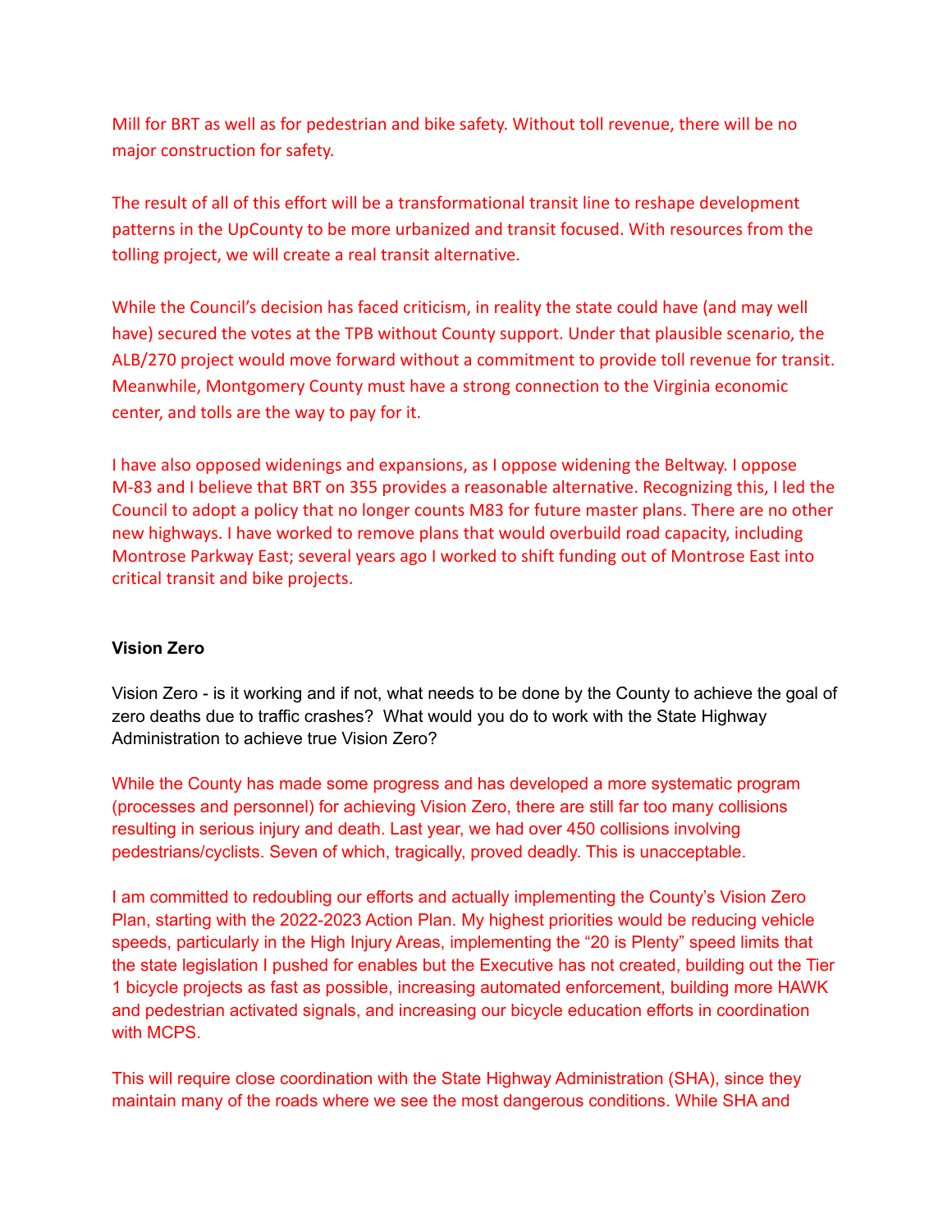Mill for BRT as well as for pedestrian and bike safety. Without toll revenue, there will be no major construction for safety.

The result of all of this effort will be a transformational transit line to reshape development patterns in the UpCounty to be more urbanized and transit focused. With resources from the tolling project, we will create a real transit alternative.

While the Council's decision has faced criticism, in reality the state could have (and may well have) secured the votes at the TPB without County support. Under that plausible scenario, the ALB/270 project would move forward without a commitment to provide toll revenue for transit. Meanwhile, Montgomery County must have a strong connection to the Virginia economic center, and tolls are the way to pay for it.

I have also opposed widenings and expansions, as I oppose widening the Beltway. I oppose M-83 and I believe that BRT on 355 provides a reasonable alternative. Recognizing this, I led the Council to adopt a policy that no longer counts M83 for future master plans. There are no other new highways. I have worked to remove plans that would overbuild road capacity, including Montrose Parkway East; several years ago I worked to shift funding out of Montrose East into critical transit and bike projects.

**Vision Zero**

Vision Zero - is it working and if not, what needs to be done by the County to achieve the goal of zero deaths due to traffic crashes? What would you do to work with the State Highway Administration to achieve true Vision Zero?

While the County has made some progress and has developed a more systematic program (processes and personnel) for achieving Vision Zero, there are still far too many collisions resulting in serious injury and death. Last year, we had over 450 collisions involving pedestrians/cyclists. Seven of which, tragically, proved deadly. This is unacceptable.

I am committed to redoubling our efforts and actually implementing the County's Vision Zero Plan, starting with the 2022-2023 Action Plan. My highest priorities would be reducing vehicle speeds, particularly in the High Injury Areas, implementing the "20 is Plenty" speed limits that the state legislation I pushed for enables but the Executive has not created, building out the Tier 1 bicycle projects as fast as possible, increasing automated enforcement, building more HAWK and pedestrian activated signals, and increasing our bicycle education efforts in coordination with MCPS.

This will require close coordination with the State Highway Administration (SHA), since they maintain many of the roads where we see the most dangerous conditions. While SHA and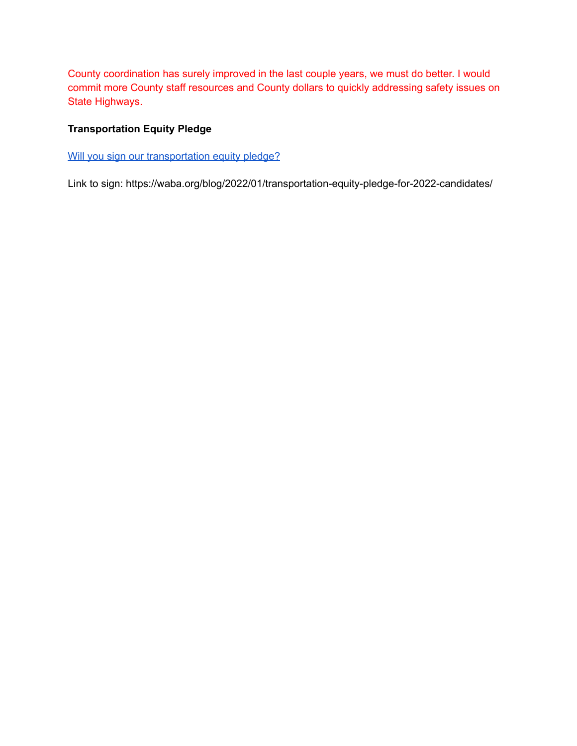County coordination has surely improved in the last couple years, we must do better. I would commit more County staff resources and County dollars to quickly addressing safety issues on State Highways.

**Transportation Equity Pledge**

[Will you sign our transportation equity pledge?](https://waba.org/blog/2022/01/transportation-equity-pledge-for-2022-candidates/)

Link to sign: https://waba.org/blog/2022/01/transportation-equity-pledge-for-2022-candidates/